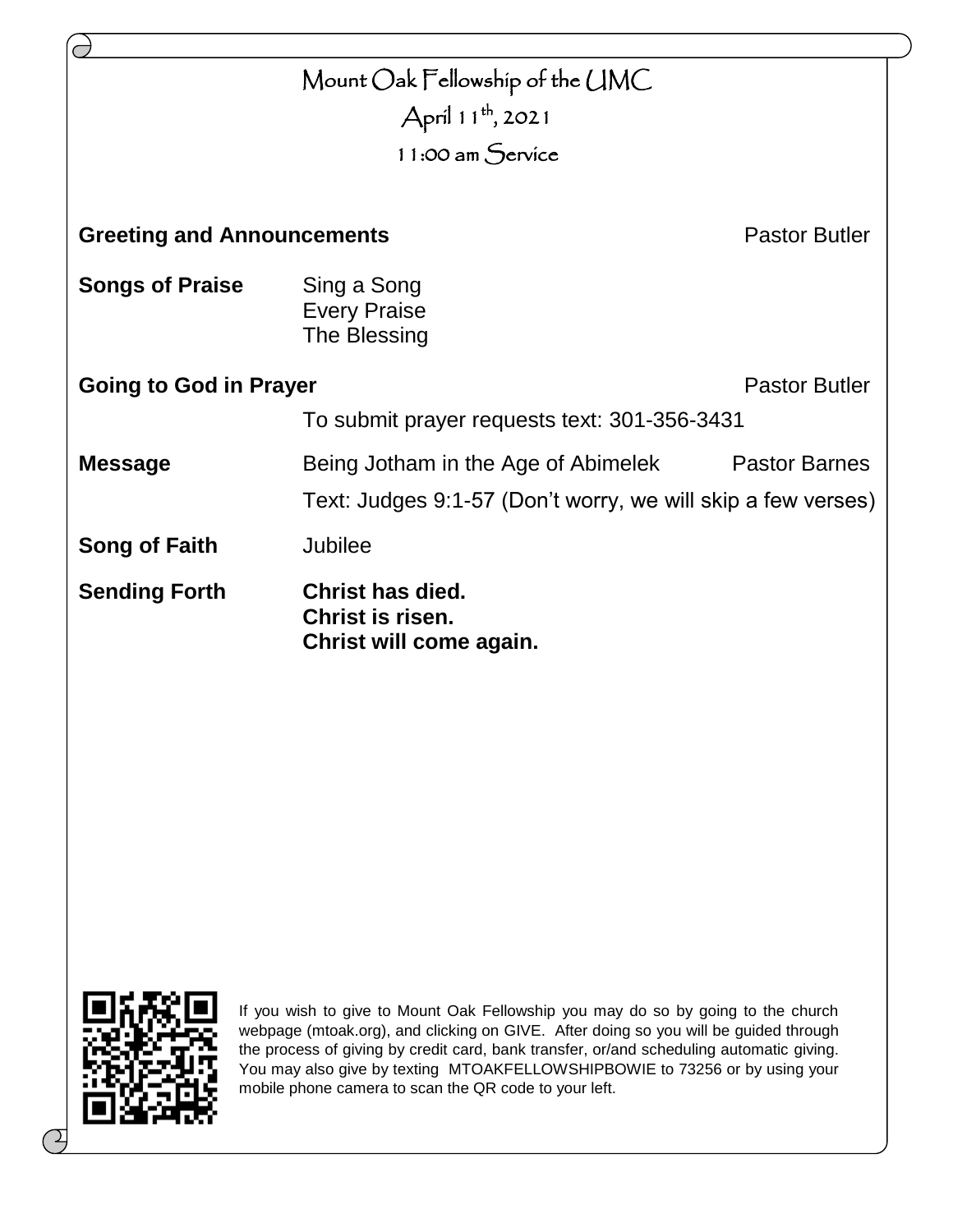# Mount Oak Fellowship of the UMC

## April 11th, 2021

## 11:00 am Service

**Greeting and Announcements** — Pastor Butler

**Songs of Praise**
- Sing a Song
- Every Praise
- The Blessing

**Going to God in Prayer** — Pastor Butler

To submit prayer requests text: 301-356-3431

**Message** — Being Jotham in the Age of Abimelek — Pastor Barnes

Text: Judges 9:1-57 (Don't worry, we will skip a few verses)

**Song of Faith** — Jubilee

**Sending Forth**

**Christ has died.**
**Christ is risen.**
**Christ will come again.**

If you wish to give to Mount Oak Fellowship you may do so by going to the church webpage (mtoak.org), and clicking on GIVE. After doing so you will be guided through the process of giving by credit card, bank transfer, or/and scheduling automatic giving. You may also give by texting MTOAKFELLOWSHIPBOWIE to 73256 or by using your mobile phone camera to scan the QR code to your left.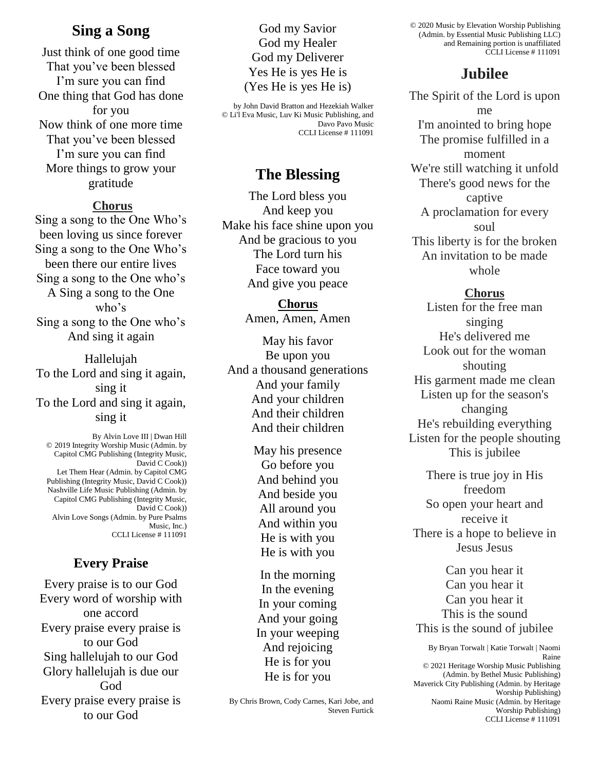## Sing a Song

Just think of one good time
That you've been blessed
I'm sure you can find
One thing that God has done for you
Now think of one more time
That you've been blessed
I'm sure you can find
More things to grow your gratitude

**Chorus**

Sing a song to the One Who's been loving us since forever
Sing a song to the One Who's been there our entire lives
Sing a song to the One who's
A Sing a song to the One who's
Sing a song to the One who's
And sing it again

Hallelujah
To the Lord and sing it again, sing it
To the Lord and sing it again, sing it

By Alvin Love III | Dwan Hill
© 2019 Integrity Worship Music (Admin. by Capitol CMG Publishing (Integrity Music, David C Cook))
Let Them Hear (Admin. by Capitol CMG Publishing (Integrity Music, David C Cook))
Nashville Life Music Publishing (Admin. by Capitol CMG Publishing (Integrity Music, David C Cook))
Alvin Love Songs (Admin. by Pure Psalms Music, Inc.)
CCLI License # 111091

## Every Praise

Every praise is to our God
Every word of worship with one accord
Every praise every praise is to our God
Sing hallelujah to our God
Glory hallelujah is due our God
Every praise every praise is to our God

God my Savior
God my Healer
God my Deliverer
Yes He is yes He is
(Yes He is yes He is)

by John David Bratton and Hezekiah Walker
© Li'l Eva Music, Luv Ki Music Publishing, and Davo Pavo Music
CCLI License # 111091

## The Blessing

The Lord bless you
And keep you
Make his face shine upon you
And be gracious to you
The Lord turn his
Face toward you
And give you peace

**Chorus**

Amen, Amen, Amen

May his favor
Be upon you
And a thousand generations
And your family
And your children
And their children
And their children

May his presence
Go before you
And behind you
And beside you
All around you
And within you
He is with you
He is with you

In the morning
In the evening
In your coming
And your going
In your weeping
And rejoicing
He is for you
He is for you

By Chris Brown, Cody Carnes, Kari Jobe, and Steven Furtick
© 2020 Music by Elevation Worship Publishing (Admin. by Essential Music Publishing LLC) and Remaining portion is unaffiliated
CCLI License # 111091

## Jubilee

The Spirit of the Lord is upon me
I'm anointed to bring hope
The promise fulfilled in a moment
We're still watching it unfold
There's good news for the captive
A proclamation for every soul
This liberty is for the broken
An invitation to be made whole

**Chorus**

Listen for the free man singing
He's delivered me
Look out for the woman shouting
His garment made me clean
Listen up for the season's changing
He's rebuilding everything
Listen for the people shouting
This is jubilee

There is true joy in His freedom
So open your heart and receive it
There is a hope to believe in
Jesus Jesus

Can you hear it
Can you hear it
Can you hear it
This is the sound
This is the sound of jubilee

By Bryan Torwalt | Katie Torwalt | Naomi Raine
© 2021 Heritage Worship Music Publishing (Admin. by Bethel Music Publishing)
Maverick City Publishing (Admin. by Heritage Worship Publishing)
Naomi Raine Music (Admin. by Heritage Worship Publishing)
CCLI License # 111091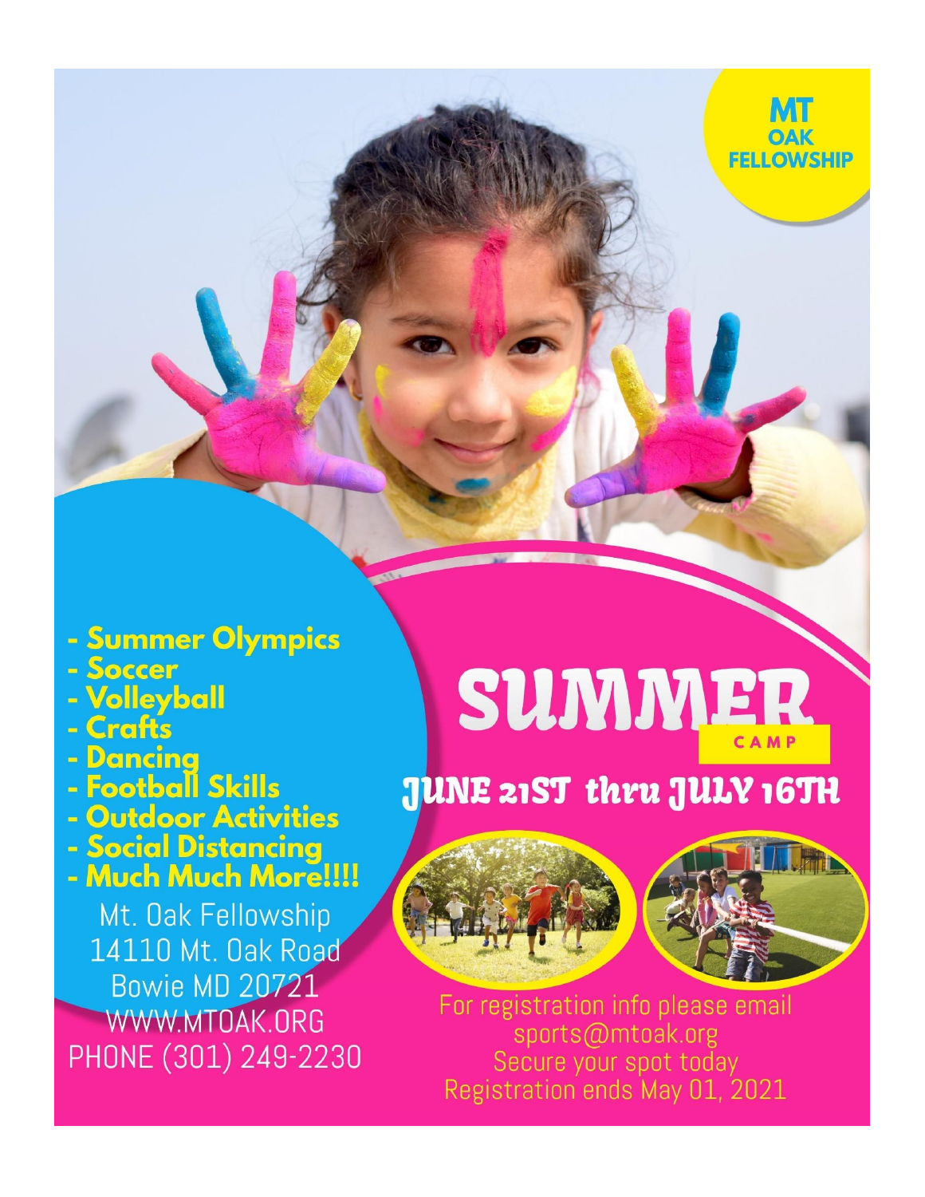**MT OAK FELLOWSHIP**

- **Summer Olympics**
- **Soccer**
- **Volleyball**
- **Crafts**
- **Dancing**
- **Football Skills**
- **Outdoor Activities**
- **Social Distancing**
- **Much Much More!!!!**

Mt. Oak Fellowship
14110 Mt. Oak Road
Bowie MD 20721
WWW.MTOAK.ORG
PHONE (301) 249-2230

# SUMMER CAMP

## JUNE 21ST thru JULY 16TH

For registration info please email
sports@mtoak.org
Secure your spot today
Registration ends May 01, 2021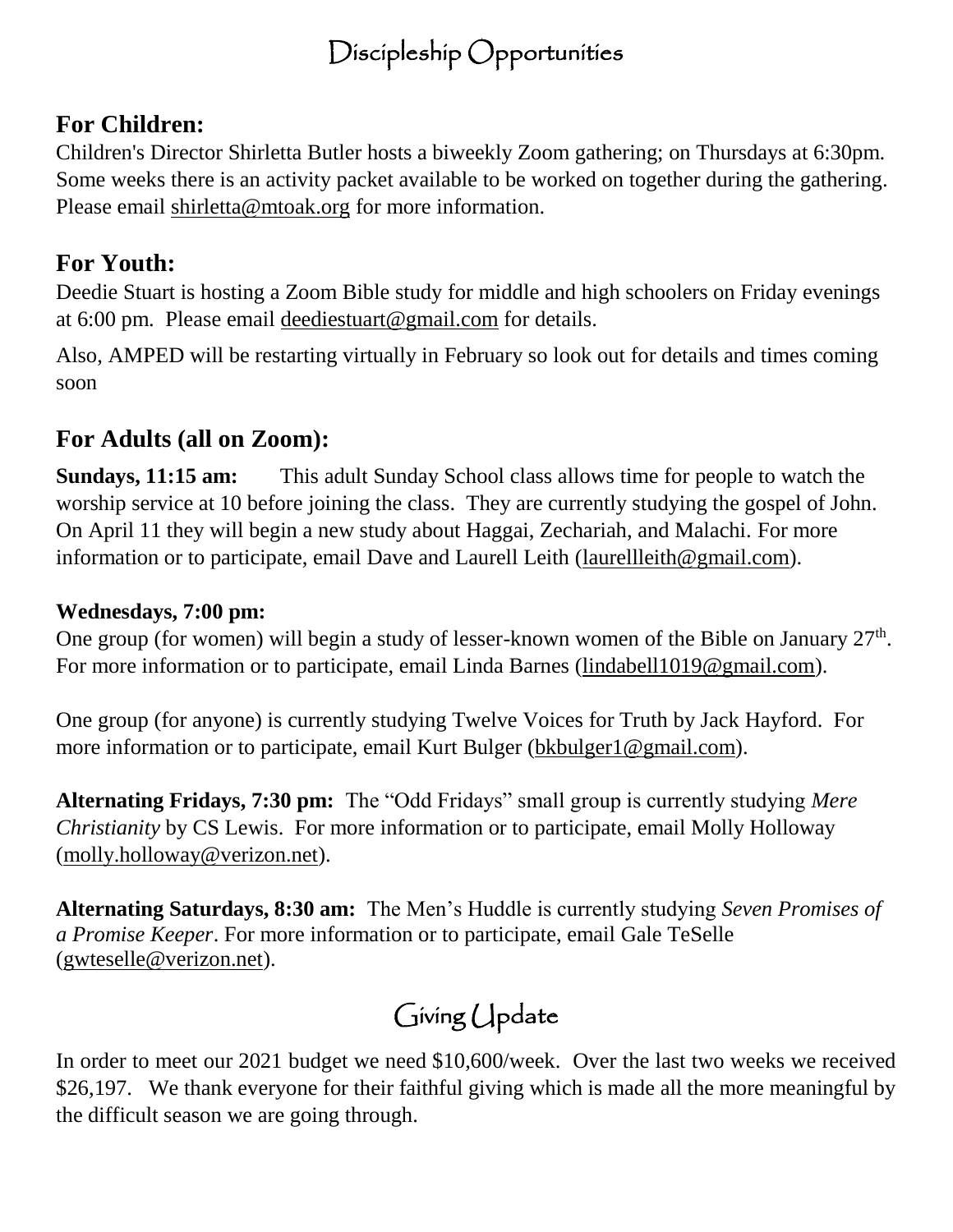# Discipleship Opportunities

## For Children:

Children's Director Shirletta Butler hosts a biweekly Zoom gathering; on Thursdays at 6:30pm. Some weeks there is an activity packet available to be worked on together during the gathering. Please email shirletta@mtoak.org for more information.

## For Youth:

Deedie Stuart is hosting a Zoom Bible study for middle and high schoolers on Friday evenings at 6:00 pm. Please email deediestuart@gmail.com for details.

Also, AMPED will be restarting virtually in February so look out for details and times coming soon

## For Adults (all on Zoom):

**Sundays, 11:15 am:** This adult Sunday School class allows time for people to watch the worship service at 10 before joining the class. They are currently studying the gospel of John. On April 11 they will begin a new study about Haggai, Zechariah, and Malachi. For more information or to participate, email Dave and Laurell Leith (laurellleith@gmail.com).

**Wednesdays, 7:00 pm:**

One group (for women) will begin a study of lesser-known women of the Bible on January 27th. For more information or to participate, email Linda Barnes (lindabell1019@gmail.com).

One group (for anyone) is currently studying Twelve Voices for Truth by Jack Hayford. For more information or to participate, email Kurt Bulger (bkbulger1@gmail.com).

**Alternating Fridays, 7:30 pm:** The "Odd Fridays" small group is currently studying *Mere Christianity* by CS Lewis. For more information or to participate, email Molly Holloway (molly.holloway@verizon.net).

**Alternating Saturdays, 8:30 am:** The Men's Huddle is currently studying *Seven Promises of a Promise Keeper*. For more information or to participate, email Gale TeSelle (gwteselle@verizon.net).

# Giving Update

In order to meet our 2021 budget we need $10,600/week. Over the last two weeks we received $26,197. We thank everyone for their faithful giving which is made all the more meaningful by the difficult season we are going through.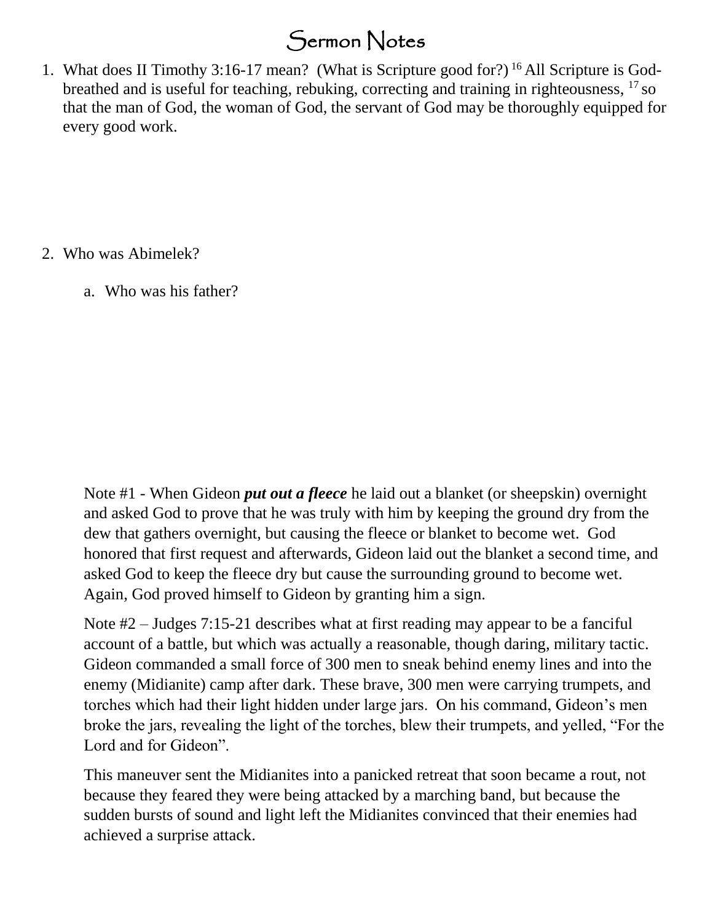# Sermon Notes

1. What does II Timothy 3:16-17 mean? (What is Scripture good for?) [16] All Scripture is God-breathed and is useful for teaching, rebuking, correcting and training in righteousness, [17] so that the man of God, the woman of God, the servant of God may be thoroughly equipped for every good work.

2. Who was Abimelek?

   a. Who was his father?

Note #1 - When Gideon ***put out a fleece*** he laid out a blanket (or sheepskin) overnight and asked God to prove that he was truly with him by keeping the ground dry from the dew that gathers overnight, but causing the fleece or blanket to become wet. God honored that first request and afterwards, Gideon laid out the blanket a second time, and asked God to keep the fleece dry but cause the surrounding ground to become wet. Again, God proved himself to Gideon by granting him a sign.

Note #2 – Judges 7:15-21 describes what at first reading may appear to be a fanciful account of a battle, but which was actually a reasonable, though daring, military tactic. Gideon commanded a small force of 300 men to sneak behind enemy lines and into the enemy (Midianite) camp after dark. These brave, 300 men were carrying trumpets, and torches which had their light hidden under large jars. On his command, Gideon's men broke the jars, revealing the light of the torches, blew their trumpets, and yelled, "For the Lord and for Gideon".

This maneuver sent the Midianites into a panicked retreat that soon became a rout, not because they feared they were being attacked by a marching band, but because the sudden bursts of sound and light left the Midianites convinced that their enemies had achieved a surprise attack.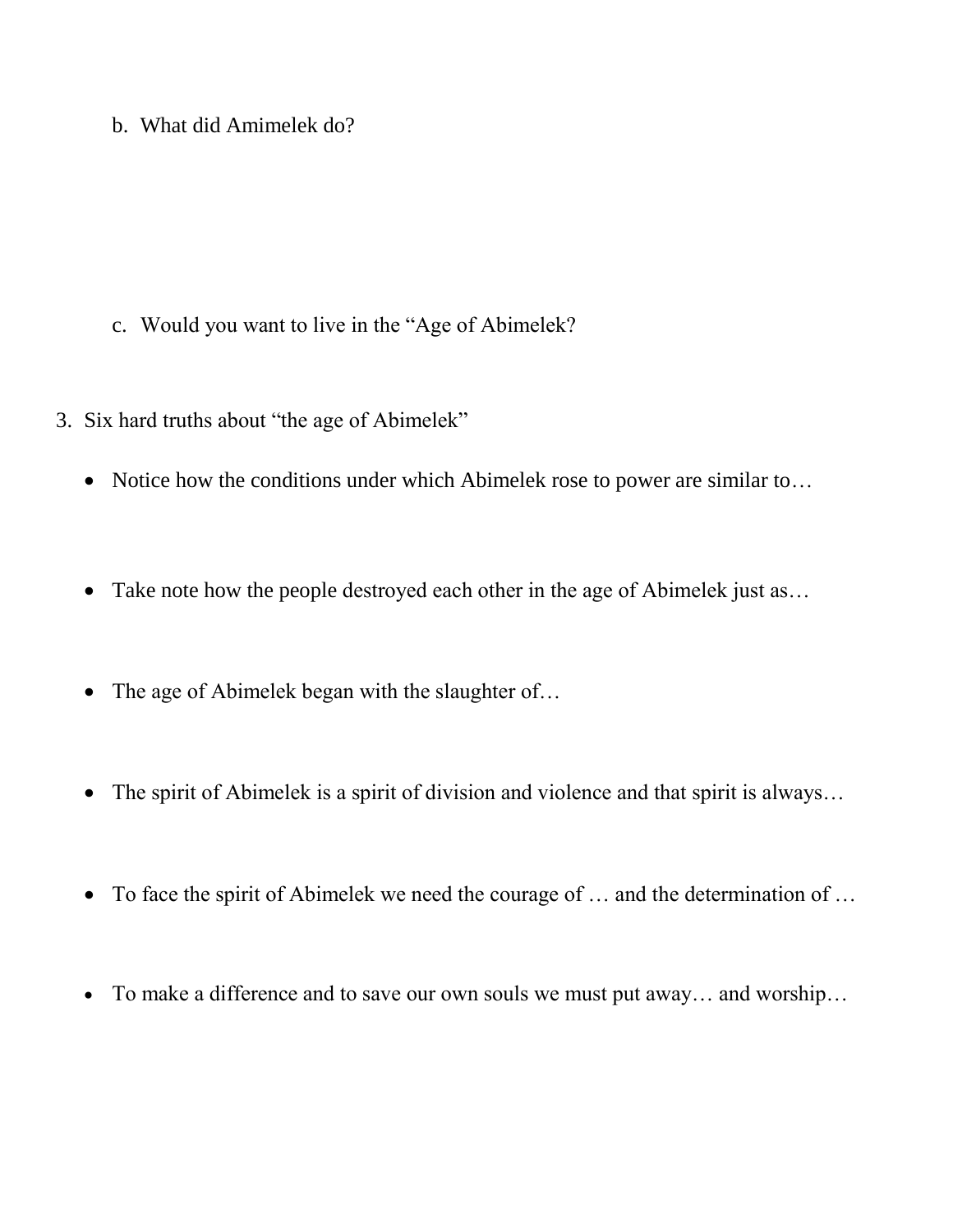b. What did Amimelek do?

c. Would you want to live in the "Age of Abimelek?

3. Six hard truths about "the age of Abimelek"

   - Notice how the conditions under which Abimelek rose to power are similar to…
   - Take note how the people destroyed each other in the age of Abimelek just as…
   - The age of Abimelek began with the slaughter of…
   - The spirit of Abimelek is a spirit of division and violence and that spirit is always…
   - To face the spirit of Abimelek we need the courage of … and the determination of …
   - To make a difference and to save our own souls we must put away… and worship…